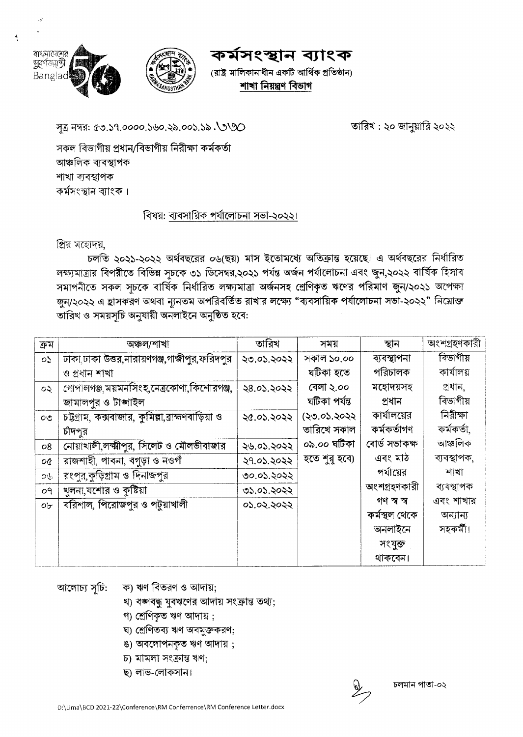# কর্মসংস্থান ব্যাংক

(রাষ্ট্র মালিকানাধীন একটি আর্থিক প্রতিষ্ঠান)

**শাখা নিয়ন্ত্রণ বিভাগ**

সূত্র নম্বর: ৫৩.১৭.০০০০.১৬০.২৯.০০১.১৯.১৩১৩০

তারিখ : ২০ জানুয়ারি ২০২২

সকল বিভাগীয় প্রধান/বিভাগীয় নিরীক্ষা কর্মকর্তা
আঞ্চলিক ব্যবস্থাপক
শাখা ব্যবস্থাপক
কর্মসংস্থান ব্যাংক।

বিষয়: ব্যবসায়িক পর্যালোচনা সভা-২০২২।

প্রিয় মহোদয়,

চলতি ২০২১-২০২২ অর্থবছরের ০৬(ছয়) মাস ইতোমধ্যে অতিক্রান্ত হয়েছে। এ অর্থবছরের নির্ধারিত লক্ষ্যমাত্রার বিপরীতে বিভিন্ন সূচকে ৩১ ডিসেম্বর,২০২১ পর্যন্ত অর্জন পর্যালোচনা এবং জুন,২০২২ বার্ষিক হিসাব সমাপনীতে সকল সূচকে বার্ষিক নির্ধারিত লক্ষ্যমাত্রা অর্জনসহ শ্রেণিকৃত ঋণের পরিমাণ জুন/২০২১ অপেক্ষা জুন/২০২২ এ হ্রাসকরণ অথবা ন্যূনতম অপরিবর্তিত রাখার লক্ষ্যে "ব্যবসায়িক পর্যালোচনা সভা-২০২২" নিম্নোক্ত তারিখ ও সময়সূচি অনুযায়ী অনলাইনে অনুষ্ঠিত হবে:

| ক্রম | অঞ্চল/শাখা | তারিখ | সময় | স্থান | অংশগ্রহণকারী |
|---|---|---|---|---|---|
| ০১ | ঢাকা,ঢাকা উত্তর,নারায়ণগঞ্জ,গাজীপুর,ফরিদপুর ও প্রধান শাখা | ২৩.০১.২০২২ | সকাল ১০.০০ ঘটিকা হতে বেলা ২.০০ ঘটিকা পর্যন্ত (২৩.০১.২০২২ তারিখে সকাল ০৯.০০ ঘটিকা হতে শুরু হবে) | ব্যবস্থাপনা পরিচালক মহোদয়সহ প্রধান কার্যালয়ের কর্মকর্তাগণ বোর্ড সভাকক্ষ এবং মাঠ পর্যায়ের অংশগ্রহণকারী গণ স্ব স্ব কর্মস্থল থেকে অনলাইনে সংযুক্ত থাকবেন। | বিভাগীয় কার্যালয় প্রধান, বিভাগীয় নিরীক্ষা কর্মকর্তা, আঞ্চলিক ব্যবস্থাপক, শাখা ব্যবস্থাপক এবং শাখার অন্যান্য সহকর্মী। |
| ০২ | গোপালগঞ্জ,ময়মনসিংহ,নেত্রকোণা,কিশোরগঞ্জ, জামালপুর ও টাঙ্গাইল | ২৪.০১.২০২২ | | | |
| ০৩ | চট্টগ্রাম, কক্সবাজার, কুমিল্লা,ব্রাহ্মণবাড়িয়া ও চাঁদপুর | ২৫.০১.২০২২ | | | |
| ০৪ | নোয়াখালী,লক্ষ্মীপুর, সিলেট ও মৌলভীবাজার | ২৬.০১.২০২২ | | | |
| ০৫ | রাজশাহী, পাবনা, বগুড়া ও নওগাঁ | ২৭.০১.২০২২ | | | |
| ০৬ | রংপুর,কুড়িগ্রাম ও দিনাজপুর | ৩০.০১.২০২২ | | | |
| ০৭ | খুলনা,যশোর ও কুষ্টিয়া | ৩১.০১.২০২২ | | | |
| ০৮ | বরিশাল, পিরোজপুর ও পটুয়াখালী | ০১.০২.২০২২ | | | |

আলোচ্য সূচি:
- ক) ঋণ বিতরণ ও আদায়;
- খ) বঙ্গবন্ধু যুবঋণের আদায় সংক্রান্ত তথ্য;
- গ) শ্রেণিকৃত ঋণ আদায় ;
- ঘ) শ্রেণিতব্য ঋণ অবমুক্তকরণ;
- ঙ) অবলোপনকৃত ঋণ আদায় ;
- চ) মামলা সংক্রান্ত ঋণ;
- ছ) লাভ-লোকসান।

চলমান পাতা-০২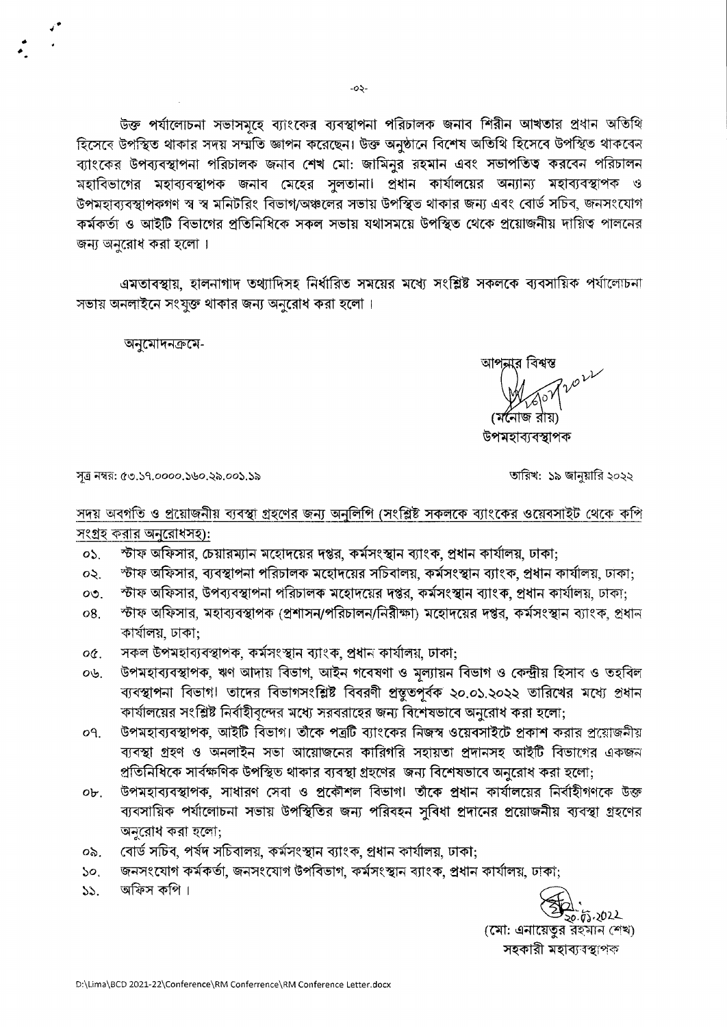উক্ত পর্যালোচনা সভাসমূহে ব্যাংকের ব্যবস্থাপনা পরিচালক জনাব শিরীন আখতার প্রধান অতিথি হিসেবে উপস্থিত থাকার সদয় সম্মতি জ্ঞাপন করেছেন। উক্ত অনুষ্ঠানে বিশেষ অতিথি হিসেবে উপস্থিত থাকবেন ব্যাংকের উপব্যবস্থাপনা পরিচালক জনাব শেখ মো: জামিনুর রহমান এবং সভাপতিত্ব করবেন পরিচালন মহাবিভাগের মহাব্যবস্থাপক জনাব মেহের সুলতানা। প্রধান কার্যালয়ের অন্যান্য মহাব্যবস্থাপক ও উপমহাব্যবস্থাপকগণ স্ব স্ব মনিটরিং বিভাগ/অঞ্চলের সভায় উপস্থিত থাকার জন্য এবং বোর্ড সচিব, জনসংযোগ কর্মকর্তা ও আইটি বিভাগের প্রতিনিধিকে সকল সভায় যথাসময়ে উপস্থিত থেকে প্রয়োজনীয় দায়িত্ব পালনের জন্য অনুরোধ করা হলো।

এমতাবস্থায়, হালনাগাদ তথ্যাদিসহ নির্ধারিত সময়ের মধ্যে সংশ্লিষ্ট সকলকে ব্যবসায়িক পর্যালোচনা সভায় অনলাইনে সংযুক্ত থাকার জন্য অনুরোধ করা হলো।

অনুমোদনক্রমে-

আপনার বিশ্বস্ত

১৯/০১/২০২২

(মনোজ রায়)
উপমহাব্যবস্থাপক

সূত্র নম্বর: ৫৩.১৭.০০০০.১৬০.২৯.০০১.১৯

তারিখ: ১৯ জানুয়ারি ২০২২

<u>সদয় অবগতি ও প্রয়োজনীয় ব্যবস্থা গ্রহণের জন্য অনুলিপি (সংশ্লিষ্ট সকলকে ব্যাংকের ওয়েবসাইট থেকে কপি সংগ্রহ করার অনুরোধসহ):</u>

০১. স্টাফ অফিসার, চেয়ারম্যান মহোদয়ের দপ্তর, কর্মসংস্থান ব্যাংক, প্রধান কার্যালয়, ঢাকা;
০২. স্টাফ অফিসার, ব্যবস্থাপনা পরিচালক মহোদয়ের সচিবালয়, কর্মসংস্থান ব্যাংক, প্রধান কার্যালয়, ঢাকা;
০৩. স্টাফ অফিসার, উপব্যবস্থাপনা পরিচালক মহোদয়ের দপ্তর, কর্মসংস্থান ব্যাংক, প্রধান কার্যালয়, ঢাকা;
০৪. স্টাফ অফিসার, মহাব্যবস্থাপক (প্রশাসন/পরিচালন/নিরীক্ষা) মহোদয়ের দপ্তর, কর্মসংস্থান ব্যাংক, প্রধান কার্যালয়, ঢাকা;
০৫. সকল উপমহাব্যবস্থাপক, কর্মসংস্থান ব্যাংক, প্রধান কার্যালয়, ঢাকা;
০৬. উপমহাব্যবস্থাপক, ঋণ আদায় বিভাগ, আইন গবেষণা ও মূল্যায়ন বিভাগ ও কেন্দ্রীয় হিসাব ও তহবিল ব্যবস্থাপনা বিভাগ। তাদের বিভাগসংশ্লিষ্ট বিবরণী প্রস্তুতপূর্বক ২০.০১.২০২২ তারিখের মধ্যে প্রধান কার্যালয়ের সংশ্লিষ্ট নির্বাহীবৃন্দের মধ্যে সরবরাহের জন্য বিশেষভাবে অনুরোধ করা হলো;
০৭. উপমহাব্যবস্থাপক, আইটি বিভাগ। তাঁকে পত্রটি ব্যাংকের নিজস্ব ওয়েবসাইটে প্রকাশ করার প্রয়োজনীয় ব্যবস্থা গ্রহণ ও অনলাইন সভা আয়োজনের কারিগরি সহায়তা প্রদানসহ আইটি বিভাগের একজন প্রতিনিধিকে সার্বক্ষণিক উপস্থিত থাকার ব্যবস্থা গ্রহণের জন্য বিশেষভাবে অনুরোধ করা হলো;
০৮. উপমহাব্যবস্থাপক, সাধারণ সেবা ও প্রকৌশল বিভাগ। তাঁকে প্রধান কার্যালয়ের নির্বাহীগণকে উক্ত ব্যবসায়িক পর্যালোচনা সভায় উপস্থিতির জন্য পরিবহন সুবিধা প্রদানের প্রয়োজনীয় ব্যবস্থা গ্রহণের অনুরোধ করা হলো;
০৯. বোর্ড সচিব, পর্ষদ সচিবালয়, কর্মসংস্থান ব্যাংক, প্রধান কার্যালয়, ঢাকা;
১০. জনসংযোগ কর্মকর্তা, জনসংযোগ উপবিভাগ, কর্মসংস্থান ব্যাংক, প্রধান কার্যালয়, ঢাকা;
১১. অফিস কপি।

20.01.2022

(মো: এনায়েতুর রহমান শেখ)
সহকারী মহাব্যবস্থাপক

D:\Lima\BCD 2021-22\Conference\RM Conferrence\RM Conference Letter.docx